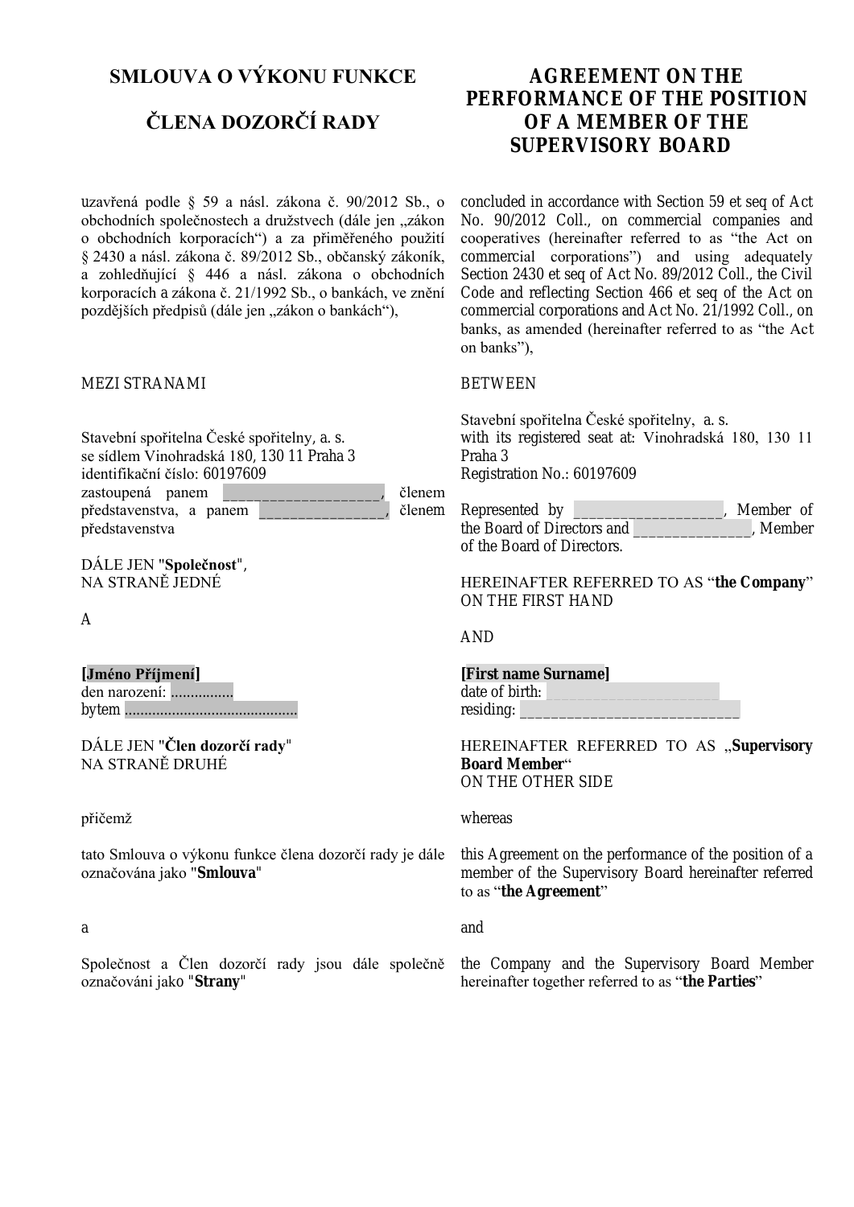# SMLOUVA O VÝKONU FUNKCE ČLENA DOZORČÍ RADY

# AGREEMENT ON THE PERFORMANCE OF THE POSITION OF A MEMBER OF THE SUPERVISORY BOARD

uzavřená podle § 59 a násl. zákona č. 90/2012 Sb., o obchodních společnostech a družstvech (dále jen „zákon o obchodních korporacích") a za přiměřeného použití § 2430 a násl. zákona č. 89/2012 Sb., občanský zákoník, a zohledňující § 446 a násl. zákona o obchodních korporacích a zákona č. 21/1992 Sb., o bankách, ve znění pozdějších předpisů (dále jen „zákon o bankách"),

concluded in accordance with Section 59 et seq of Act No. 90/2012 Coll., on commercial companies and cooperatives (hereinafter referred to as "the Act on commercial corporations") and using adequately Section 2430 et seq of Act No. 89/2012 Coll., the Civil Code and reflecting Section 466 et seq of the Act on commercial corporations and Act No. 21/1992 Coll., on banks, as amended (hereinafter referred to as "the Act on banks"),

MEZI STRANAMI

BETWEEN

Stavební spořitelna České spořitelny, a. s.
se sídlem Vinohradská 180, 130 11 Praha 3
identifikační číslo: 60197609
zastoupená panem ___________________, členem představenstva, a panem ________________, členem představenstva

Stavební spořitelna České spořitelny, a. s.
with its registered seat at: Vinohradská 180, 130 11 Praha 3
Registration No.: 60197609

Represented by ___________________, Member of the Board of Directors and ______________, Member of the Board of Directors.

DÁLE JEN "**Společnost**",
NA STRANĚ JEDNÉ

HEREINAFTER REFERRED TO AS "**the Company**"
ON THE FIRST HAND

A

AND

**[Jméno Příjmení]**
den narození: ................
bytem ...........................................

**[First name Surname]**
date of birth: ___________________
residing: ___________________________

DÁLE JEN "**Člen dozorčí rady**"
NA STRANĚ DRUHÉ

HEREINAFTER REFERRED TO AS „**Supervisory Board Member**"
ON THE OTHER SIDE

přičemž

whereas

tato Smlouva o výkonu funkce člena dozorčí rady je dále označována jako "**Smlouva**"

this Agreement on the performance of the position of a member of the Supervisory Board hereinafter referred to as "**the Agreement**"

a

and

Společnost a Člen dozorčí rady jsou dále společně označováni jako "**Strany**"

the Company and the Supervisory Board Member hereinafter together referred to as "**the Parties**"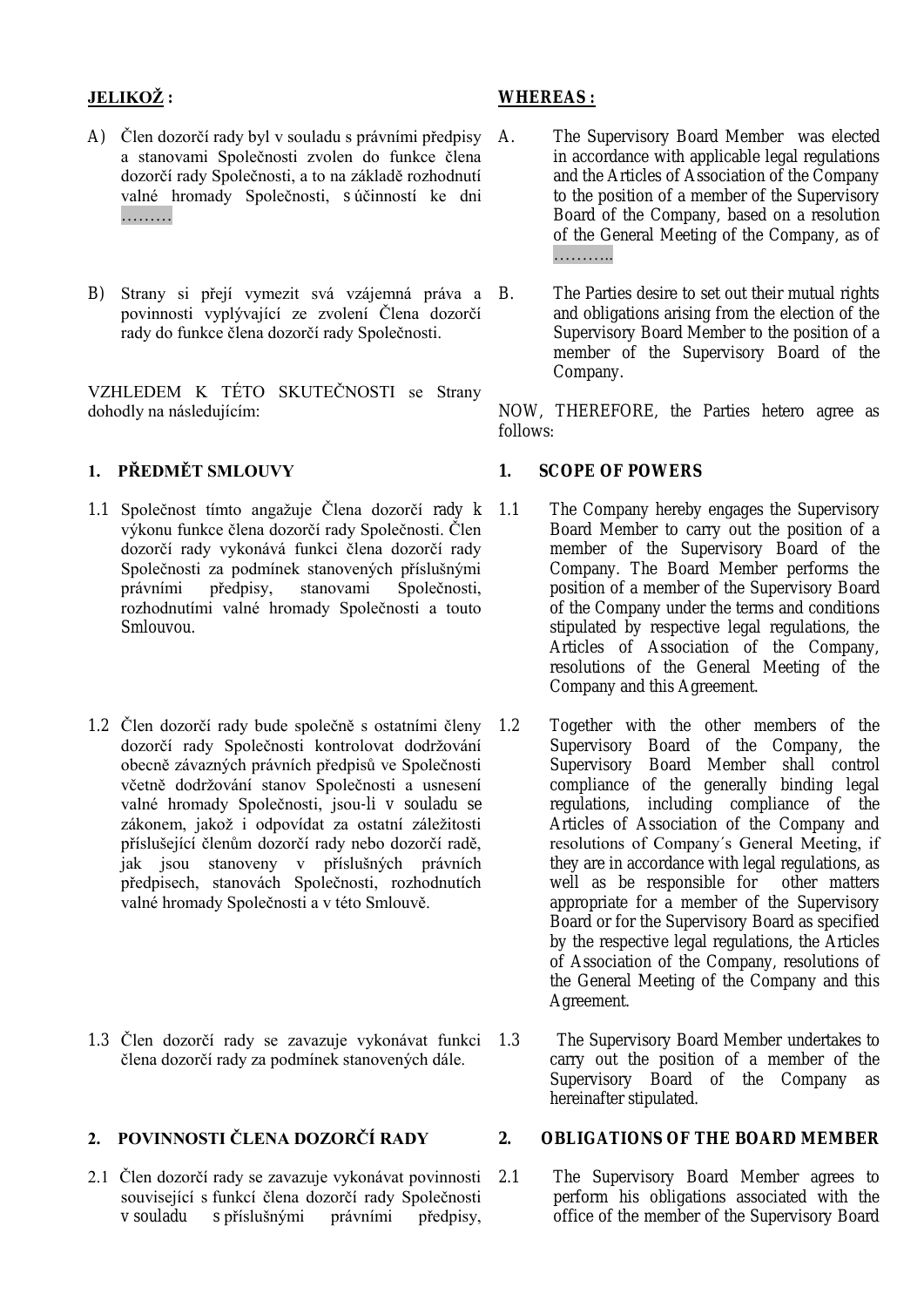**JELIKOŽ :**

A) Člen dozorčí rady byl v souladu s právními předpisy a stanovami Společnosti zvolen do funkce člena dozorčí rady Společnosti, a to na základě rozhodnutí valné hromady Společnosti, s účinností ke dni ………

B) Strany si přejí vymezit svá vzájemná práva a povinnosti vyplývající ze zvolení Člena dozorčí rady do funkce člena dozorčí rady Společnosti.

VZHLEDEM K TÉTO SKUTEČNOSTI se Strany dohodly na následujícím:

**1. PŘEDMĚT SMLOUVY**

1.1 Společnost tímto angažuje Člena dozorčí rady k výkonu funkce člena dozorčí rady Společnosti. Člen dozorčí rady vykonává funkci člena dozorčí rady Společnosti za podmínek stanovených příslušnými právními předpisy, stanovami Společnosti, rozhodnutími valné hromady Společnosti a touto Smlouvou.

1.2 Člen dozorčí rady bude společně s ostatními členy dozorčí rady Společnosti kontrolovat dodržování obecně závazných právních předpisů ve Společnosti včetně dodržování stanov Společnosti a usnesení valné hromady Společnosti, jsou-li v souladu se zákonem, jakož i odpovídat za ostatní záležitosti příslušející členům dozorčí rady nebo dozorčí radě, jak jsou stanoveny v příslušných právních předpisech, stanovách Společnosti, rozhodnutích valné hromady Společnosti a v této Smlouvě.

1.3 Člen dozorčí rady se zavazuje vykonávat funkci člena dozorčí rady za podmínek stanovených dále.

**2. POVINNOSTI ČLENA DOZORČÍ RADY**

2.1 Člen dozorčí rady se zavazuje vykonávat povinnosti související s funkcí člena dozorčí rady Společnosti v souladu s příslušnými právními předpisy,

**WHEREAS :**

A. The Supervisory Board Member was elected in accordance with applicable legal regulations and the Articles of Association of the Company to the position of a member of the Supervisory Board of the Company, based on a resolution of the General Meeting of the Company, as of ………..

B. The Parties desire to set out their mutual rights and obligations arising from the election of the Supervisory Board Member to the position of a member of the Supervisory Board of the Company.

NOW, THEREFORE, the Parties hetero agree as follows:

**1. SCOPE OF POWERS**

1.1 The Company hereby engages the Supervisory Board Member to carry out the position of a member of the Supervisory Board of the Company. The Board Member performs the position of a member of the Supervisory Board of the Company under the terms and conditions stipulated by respective legal regulations, the Articles of Association of the Company, resolutions of the General Meeting of the Company and this Agreement.

1.2 Together with the other members of the Supervisory Board of the Company, the Supervisory Board Member shall control compliance of the generally binding legal regulations, including compliance of the Articles of Association of the Company and resolutions of Company´s General Meeting, if they are in accordance with legal regulations, as well as be responsible for other matters appropriate for a member of the Supervisory Board or for the Supervisory Board as specified by the respective legal regulations, the Articles of Association of the Company, resolutions of the General Meeting of the Company and this Agreement.

1.3 The Supervisory Board Member undertakes to carry out the position of a member of the Supervisory Board of the Company as hereinafter stipulated.

**2. OBLIGATIONS OF THE BOARD MEMBER**

2.1 The Supervisory Board Member agrees to perform his obligations associated with the office of the member of the Supervisory Board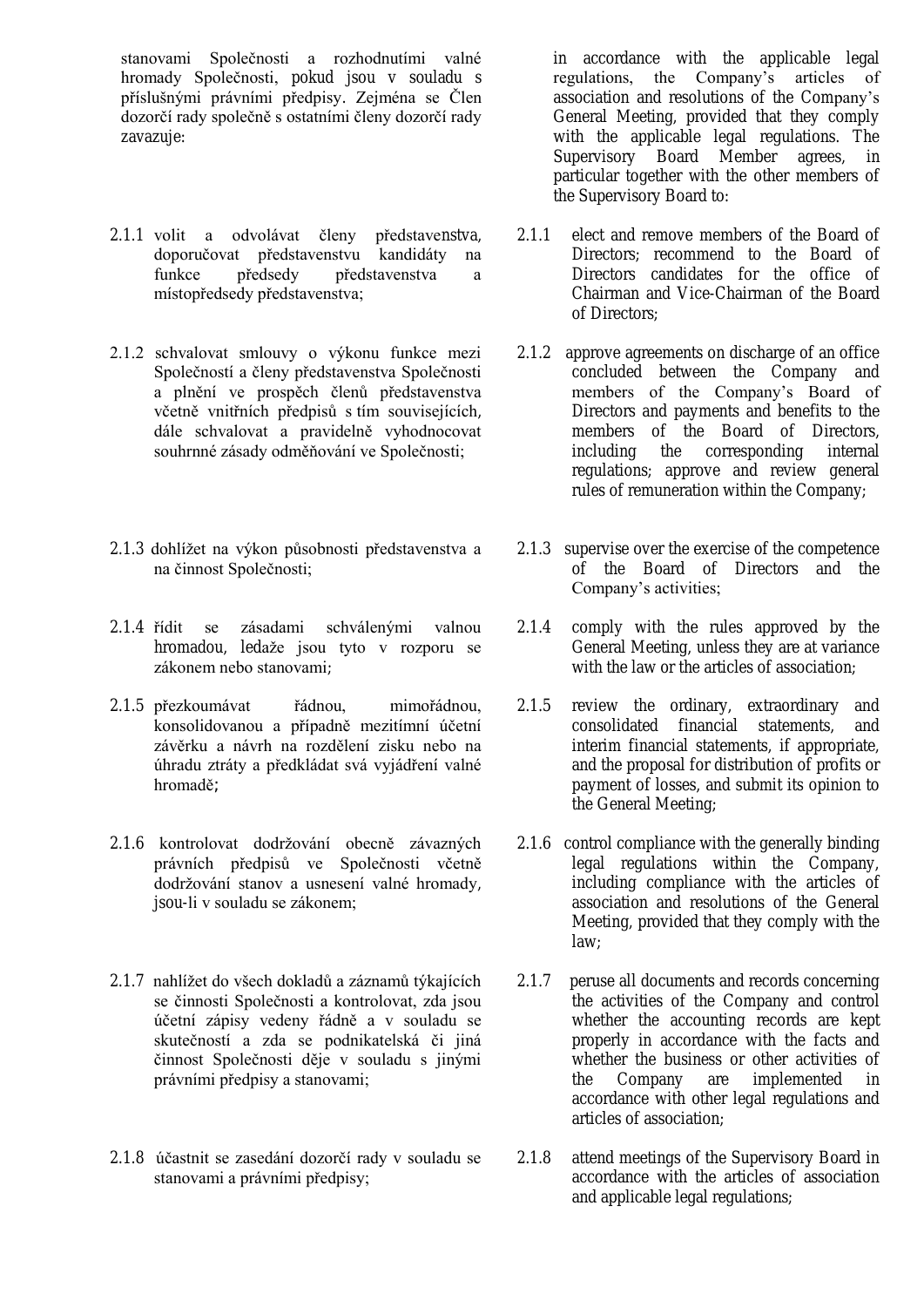stanovami Společnosti a rozhodnutími valné hromady Společnosti, pokud jsou v souladu s příslušnými právními předpisy. Zejména se Člen dozorčí rady společně s ostatními členy dozorčí rady zavazuje:

2.1.1 volit a odvolávat členy představenstva, doporučovat představenstvu kandidáty na funkce předsedy představenstva a místopředsedy představenstva;

2.1.2 schvalovat smlouvy o výkonu funkce mezi Společností a členy představenstva Společnosti a plnění ve prospěch členů představenstva včetně vnitřních předpisů s tím souvisejících, dále schvalovat a pravidelně vyhodnocovat souhrnné zásady odměňování ve Společnosti;

2.1.3 dohlížet na výkon působnosti představenstva a na činnost Společnosti;

2.1.4 řídit se zásadami schválenými valnou hromadou, ledaže jsou tyto v rozporu se zákonem nebo stanovami;

2.1.5 přezkoumávat řádnou, mimořádnou, konsolidovanou a případně mezitímní účetní závěrku a návrh na rozdělení zisku nebo na úhradu ztráty a předkládat svá vyjádření valné hromadě;

2.1.6 kontrolovat dodržování obecně závazných právních předpisů ve Společnosti včetně dodržování stanov a usnesení valné hromady, jsou-li v souladu se zákonem;

2.1.7 nahlížet do všech dokladů a záznamů týkajících se činnosti Společnosti a kontrolovat, zda jsou účetní zápisy vedeny řádně a v souladu se skutečností a zda se podnikatelská či jiná činnost Společnosti děje v souladu s jinými právními předpisy a stanovami;

2.1.8 účastnit se zasedání dozorčí rady v souladu se stanovami a právními předpisy;

in accordance with the applicable legal regulations, the Company's articles of association and resolutions of the Company's General Meeting, provided that they comply with the applicable legal regulations. The Supervisory Board Member agrees, in particular together with the other members of the Supervisory Board to:

2.1.1 elect and remove members of the Board of Directors; recommend to the Board of Directors candidates for the office of Chairman and Vice-Chairman of the Board of Directors;

2.1.2 approve agreements on discharge of an office concluded between the Company and members of the Company's Board of Directors and payments and benefits to the members of the Board of Directors, including the corresponding internal regulations; approve and review general rules of remuneration within the Company;

2.1.3 supervise over the exercise of the competence of the Board of Directors and the Company's activities;

2.1.4 comply with the rules approved by the General Meeting, unless they are at variance with the law or the articles of association;

2.1.5 review the ordinary, extraordinary and consolidated financial statements, and interim financial statements, if appropriate, and the proposal for distribution of profits or payment of losses, and submit its opinion to the General Meeting;

2.1.6 control compliance with the generally binding legal regulations within the Company, including compliance with the articles of association and resolutions of the General Meeting, provided that they comply with the law;

2.1.7 peruse all documents and records concerning the activities of the Company and control whether the accounting records are kept properly in accordance with the facts and whether the business or other activities of the Company are implemented in accordance with other legal regulations and articles of association;

2.1.8 attend meetings of the Supervisory Board in accordance with the articles of association and applicable legal regulations;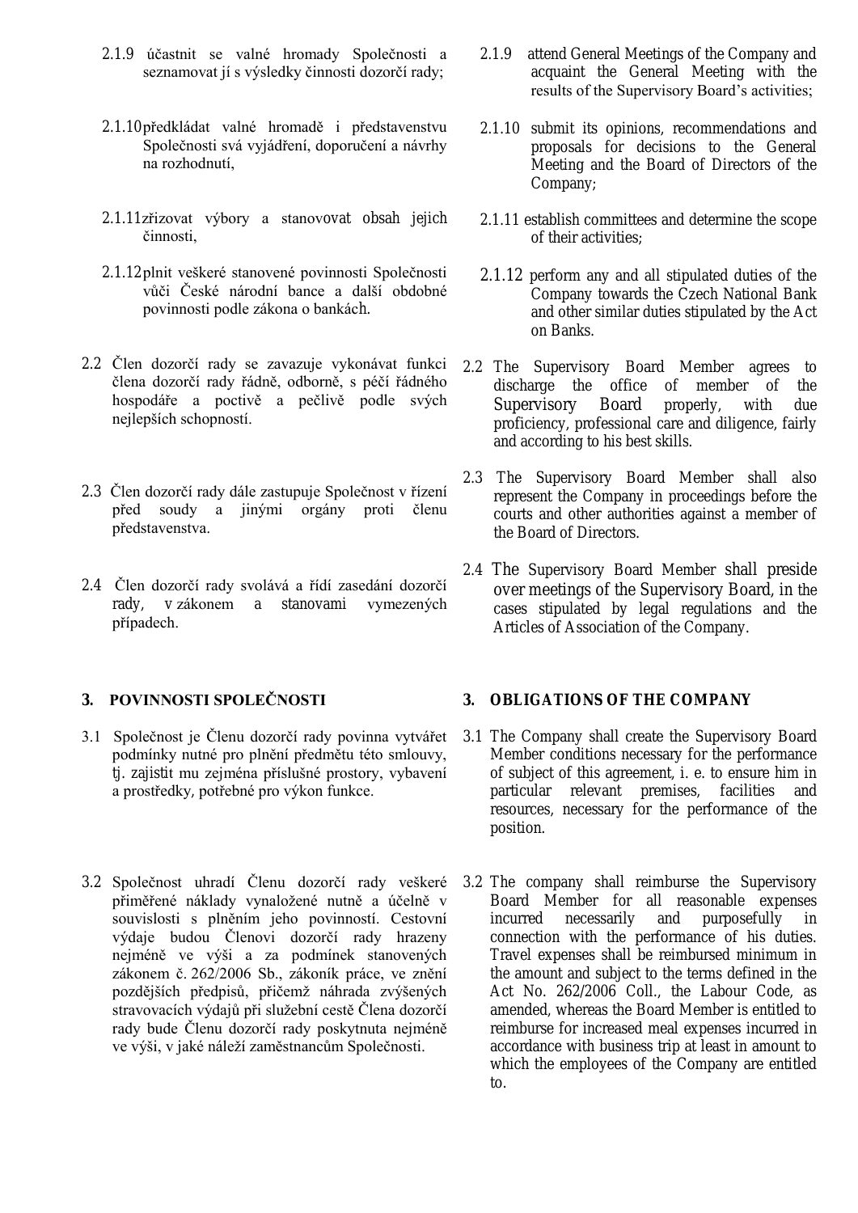2.1.9 účastnit se valné hromady Společnosti a seznamovat jí s výsledky činnosti dozorčí rady;

2.1.10 předkládat valné hromadě i představenstvu Společnosti svá vyjádření, doporučení a návrhy na rozhodnutí,

2.1.11 zřizovat výbory a stanovovat obsah jejich činnosti,

2.1.12 plnit veškeré stanovené povinnosti Společnosti vůči České národní bance a další obdobné povinnosti podle zákona o bankách.

2.2 Člen dozorčí rady se zavazuje vykonávat funkci člena dozorčí rady řádně, odborně, s péčí řádného hospodáře a poctivě a pečlivě podle svých nejlepších schopností.

2.3 Člen dozorčí rady dále zastupuje Společnost v řízení před soudy a jinými orgány proti členu představenstva.

2.4 Člen dozorčí rady svolává a řídí zasedání dozorčí rady, v zákonem a stanovami vymezených případech.

## 3. POVINNOSTI SPOLEČNOSTI

3.1 Společnost je Členu dozorčí rady povinna vytvářet podmínky nutné pro plnění předmětu této smlouvy, tj. zajistit mu zejména příslušné prostory, vybavení a prostředky, potřebné pro výkon funkce.

3.2 Společnost uhradí Členu dozorčí rady veškeré přiměřené náklady vynaložené nutně a účelně v souvislosti s plněním jeho povinností. Cestovní výdaje budou Členovi dozorčí rady hrazeny nejméně ve výši a za podmínek stanovených zákonem č. 262/2006 Sb., zákoník práce, ve znění pozdějších předpisů, přičemž náhrada zvýšených stravovacích výdajů při služební cestě Člena dozorčí rady bude Členu dozorčí rady poskytnuta nejméně ve výši, v jaké náleží zaměstnancům Společnosti.

2.1.9 attend General Meetings of the Company and acquaint the General Meeting with the results of the Supervisory Board's activities;

2.1.10 submit its opinions, recommendations and proposals for decisions to the General Meeting and the Board of Directors of the Company;

2.1.11 establish committees and determine the scope of their activities;

2.1.12 perform any and all stipulated duties of the Company towards the Czech National Bank and other similar duties stipulated by the Act on Banks.

2.2 The Supervisory Board Member agrees to discharge the office of member of the Supervisory Board properly, with due proficiency, professional care and diligence, fairly and according to his best skills.

2.3 The Supervisory Board Member shall also represent the Company in proceedings before the courts and other authorities against a member of the Board of Directors.

2.4 The Supervisory Board Member shall preside over meetings of the Supervisory Board, in the cases stipulated by legal regulations and the Articles of Association of the Company.

## 3. OBLIGATIONS OF THE COMPANY

3.1 The Company shall create the Supervisory Board Member conditions necessary for the performance of subject of this agreement, i. e. to ensure him in particular relevant premises, facilities and resources, necessary for the performance of the position.

3.2 The company shall reimburse the Supervisory Board Member for all reasonable expenses incurred necessarily and purposefully in connection with the performance of his duties. Travel expenses shall be reimbursed minimum in the amount and subject to the terms defined in the Act No. 262/2006 Coll., the Labour Code, as amended, whereas the Board Member is entitled to reimburse for increased meal expenses incurred in accordance with business trip at least in amount to which the employees of the Company are entitled to.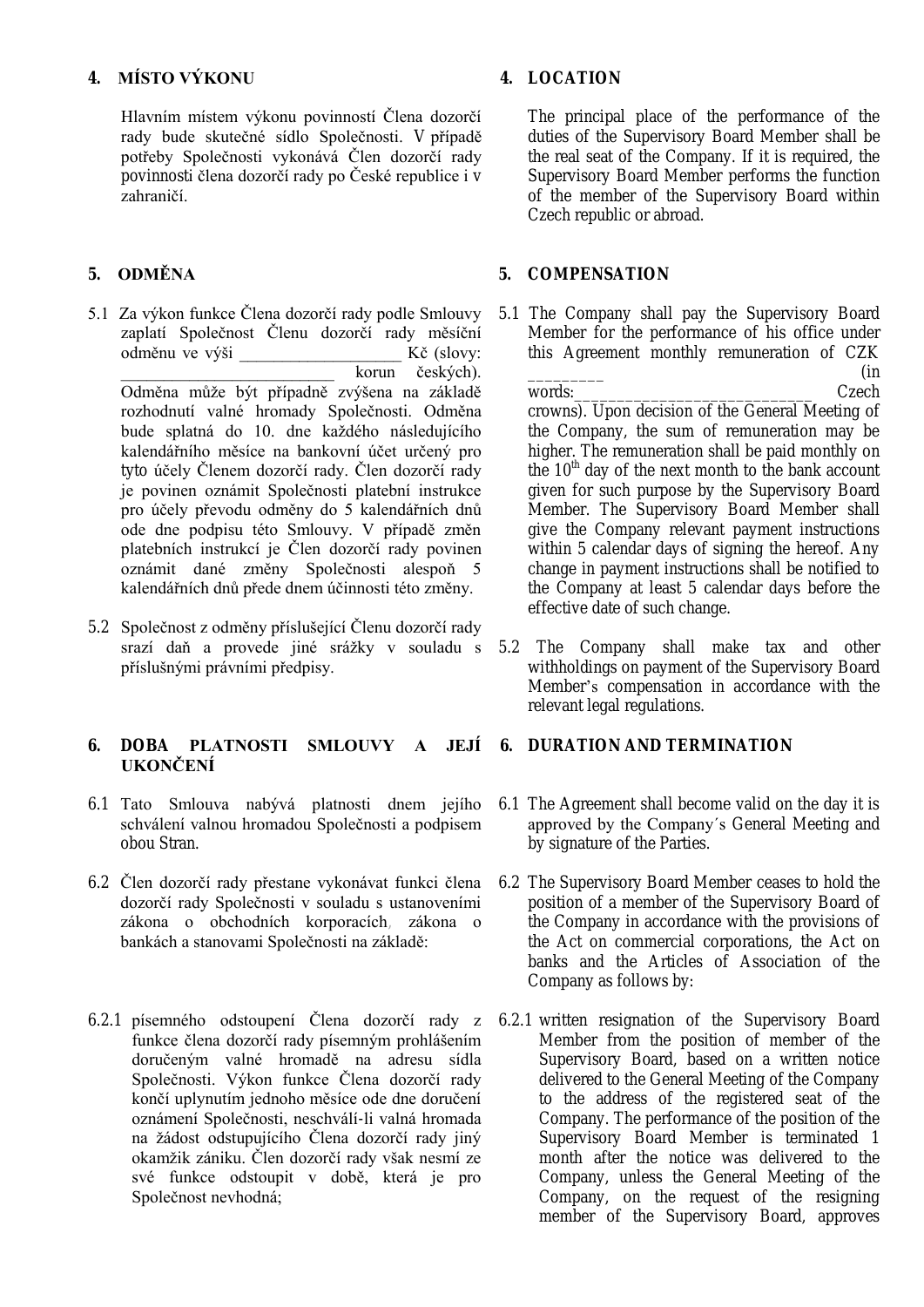## 4. MÍSTO VÝKONU

Hlavním místem výkonu povinností Člena dozorčí rady bude skutečné sídlo Společnosti. V případě potřeby Společnosti vykonává Člen dozorčí rady povinnosti člena dozorčí rady po České republice i v zahraničí.

## 4. LOCATION

The principal place of the performance of the duties of the Supervisory Board Member shall be the real seat of the Company. If it is required, the Supervisory Board Member performs the function of the member of the Supervisory Board within Czech republic or abroad.

## 5. ODMĚNA

5.1 Za výkon funkce Člena dozorčí rady podle Smlouvy zaplatí Společnost Členu dozorčí rady měsíční odměnu ve výši ___________________ Kč (slovy: _________________________ korun českých). Odměna může být případně zvýšena na základě rozhodnutí valné hromady Společnosti. Odměna bude splatná do 10. dne každého následujícího kalendářního měsíce na bankovní účet určený pro tyto účely Členem dozorčí rady. Člen dozorčí rady je povinen oznámit Společnosti platební instrukce pro účely převodu odměny do 5 kalendářních dnů ode dne podpisu této Smlouvy. V případě změn platebních instrukcí je Člen dozorčí rady povinen oznámit dané změny Společnosti alespoň 5 kalendářních dnů přede dnem účinnosti této změny.

5.2 Společnost z odměny příslušející Členu dozorčí rady srazí daň a provede jiné srážky v souladu s příslušnými právními předpisy.

## 5. COMPENSATION

5.1 The Company shall pay the Supervisory Board Member for the performance of his office under this Agreement monthly remuneration of CZK ________ (in words:___________________________ Czech crowns). Upon decision of the General Meeting of the Company, the sum of remuneration may be higher. The remuneration shall be paid monthly on the 10th day of the next month to the bank account given for such purpose by the Supervisory Board Member. The Supervisory Board Member shall give the Company relevant payment instructions within 5 calendar days of signing the hereof. Any change in payment instructions shall be notified to the Company at least 5 calendar days before the effective date of such change.

5.2 The Company shall make tax and other withholdings on payment of the Supervisory Board Member's compensation in accordance with the relevant legal regulations.

## 6. DOBA PLATNOSTI SMLOUVY A JEJÍ UKONČENÍ

6.1 Tato Smlouva nabývá platnosti dnem jejího schválení valnou hromadou Společnosti a podpisem obou Stran.

6.2 Člen dozorčí rady přestane vykonávat funkci člena dozorčí rady Společnosti v souladu s ustanoveními zákona o obchodních korporacích, zákona o bankách a stanovami Společnosti na základě:

6.2.1 písemného odstoupení Člena dozorčí rady z funkce člena dozorčí rady písemným prohlášením doručeným valné hromadě na adresu sídla Společnosti. Výkon funkce Člena dozorčí rady končí uplynutím jednoho měsíce ode dne doručení oznámení Společnosti, neschválí-li valná hromada na žádost odstupujícího Člena dozorčí rady jiný okamžik zániku. Člen dozorčí rady však nesmí ze své funkce odstoupit v době, která je pro Společnost nevhodná;

## 6. DURATION AND TERMINATION

6.1 The Agreement shall become valid on the day it is approved by the Company´s General Meeting and by signature of the Parties.

6.2 The Supervisory Board Member ceases to hold the position of a member of the Supervisory Board of the Company in accordance with the provisions of the Act on commercial corporations, the Act on banks and the Articles of Association of the Company as follows by:

6.2.1 written resignation of the Supervisory Board Member from the position of member of the Supervisory Board, based on a written notice delivered to the General Meeting of the Company to the address of the registered seat of the Company. The performance of the position of the Supervisory Board Member is terminated 1 month after the notice was delivered to the Company, unless the General Meeting of the Company, on the request of the resigning member of the Supervisory Board, approves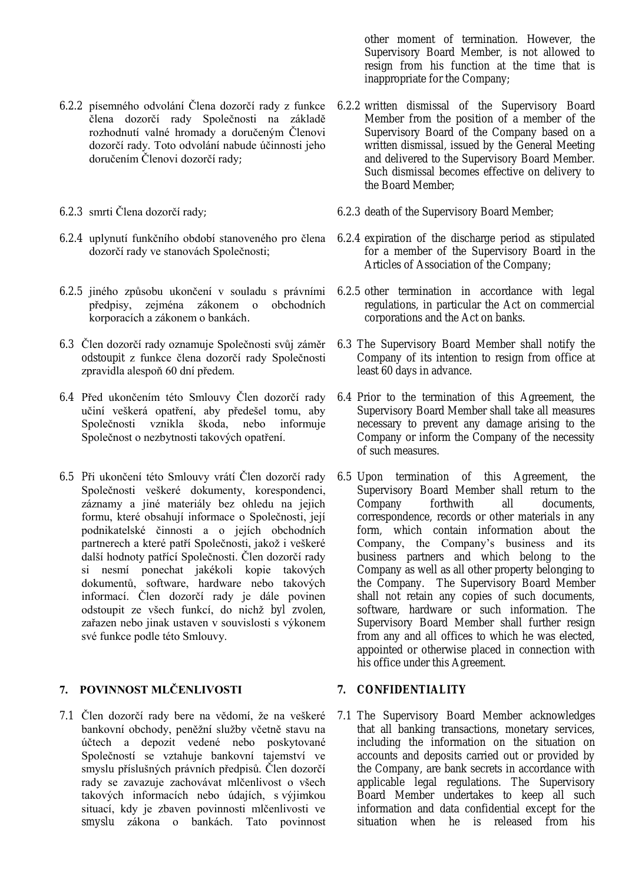other moment of termination. However, the Supervisory Board Member, is not allowed to resign from his function at the time that is inappropriate for the Company;

6.2.2 písemného odvolání Člena dozorčí rady z funkce člena dozorčí rady Společnosti na základě rozhodnutí valné hromady a doručeným Členovi dozorčí rady. Toto odvolání nabude účinnosti jeho doručením Členovi dozorčí rady;

6.2.2 written dismissal of the Supervisory Board Member from the position of a member of the Supervisory Board of the Company based on a written dismissal, issued by the General Meeting and delivered to the Supervisory Board Member. Such dismissal becomes effective on delivery to the Board Member;

6.2.3 smrti Člena dozorčí rady;

6.2.3 death of the Supervisory Board Member;

6.2.4 uplynutí funkčního období stanoveného pro člena dozorčí rady ve stanovách Společnosti;

6.2.4 expiration of the discharge period as stipulated for a member of the Supervisory Board in the Articles of Association of the Company;

6.2.5 jiného způsobu ukončení v souladu s právními předpisy, zejména zákonem o obchodních korporacích a zákonem o bankách.

6.2.5 other termination in accordance with legal regulations, in particular the Act on commercial corporations and the Act on banks.

6.3 Člen dozorčí rady oznamuje Společnosti svůj záměr odstoupit z funkce člena dozorčí rady Společnosti zpravidla alespoň 60 dní předem.

6.3 The Supervisory Board Member shall notify the Company of its intention to resign from office at least 60 days in advance.

6.4 Před ukončením této Smlouvy Člen dozorčí rady učiní veškerá opatření, aby předešel tomu, aby Společnosti vznikla škoda, nebo informuje Společnost o nezbytnosti takových opatření.

6.4 Prior to the termination of this Agreement, the Supervisory Board Member shall take all measures necessary to prevent any damage arising to the Company or inform the Company of the necessity of such measures.

6.5 Při ukončení této Smlouvy vrátí Člen dozorčí rady Společnosti veškeré dokumenty, korespondenci, záznamy a jiné materiály bez ohledu na jejich formu, které obsahují informace o Společnosti, její podnikatelské činnosti a o jejích obchodních partnerech a které patří Společnosti, jakož i veškeré další hodnoty patřící Společnosti. Člen dozorčí rady si nesmí ponechat jakékoli kopie takových dokumentů, software, hardware nebo takových informací. Člen dozorčí rady je dále povinen odstoupit ze všech funkcí, do nichž byl zvolen, zařazen nebo jinak ustaven v souvislosti s výkonem své funkce podle této Smlouvy.

6.5 Upon termination of this Agreement, the Supervisory Board Member shall return to the Company forthwith all documents, correspondence, records or other materials in any form, which contain information about the Company, the Company's business and its business partners and which belong to the Company as well as all other property belonging to the Company. The Supervisory Board Member shall not retain any copies of such documents, software, hardware or such information. The Supervisory Board Member shall further resign from any and all offices to which he was elected, appointed or otherwise placed in connection with his office under this Agreement.

## 7. POVINNOST MLČENLIVOSTI

## 7. CONFIDENTIALITY

7.1 Člen dozorčí rady bere na vědomí, že na veškeré bankovní obchody, peněžní služby včetně stavu na účtech a depozit vedené nebo poskytované Společností se vztahuje bankovní tajemství ve smyslu příslušných právních předpisů. Člen dozorčí rady se zavazuje zachovávat mlčenlivost o všech takových informacích nebo údajích, s výjimkou situací, kdy je zbaven povinnosti mlčenlivosti ve smyslu zákona o bankách. Tato povinnost

7.1 The Supervisory Board Member acknowledges that all banking transactions, monetary services, including the information on the situation on accounts and deposits carried out or provided by the Company, are bank secrets in accordance with applicable legal regulations. The Supervisory Board Member undertakes to keep all such information and data confidential except for the situation when he is released from his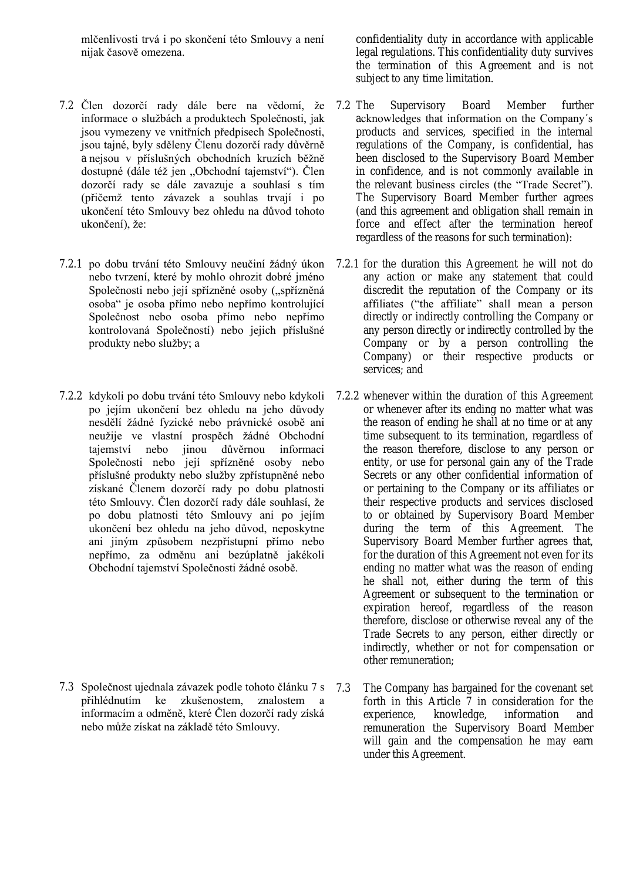mlčenlivosti trvá i po skončení této Smlouvy a není nijak časově omezena.

7.2 Člen dozorčí rady dále bere na vědomí, že informace o službách a produktech Společnosti, jak jsou vymezeny ve vnitřních předpisech Společnosti, jsou tajné, byly sděleny Členu dozorčí rady důvěrně a nejsou v příslušných obchodních kruzích běžně dostupné (dále též jen „Obchodní tajemství"). Člen dozorčí rady se dále zavazuje a souhlasí s tím (přičemž tento závazek a souhlas trvají i po ukončení této Smlouvy bez ohledu na důvod tohoto ukončení), že:

7.2.1 po dobu trvání této Smlouvy neučiní žádný úkon nebo tvrzení, které by mohlo ohrozit dobré jméno Společnosti nebo její spřízněné osoby („spřízněná osoba" je osoba přímo nebo nepřímo kontrolující Společnost nebo osoba přímo nebo nepřímo kontrolovaná Společností) nebo jejich příslušné produkty nebo služby; a

7.2.2 kdykoli po dobu trvání této Smlouvy nebo kdykoli po jejím ukončení bez ohledu na jeho důvody nesdělí žádné fyzické nebo právnické osobě ani neužije ve vlastní prospěch žádné Obchodní tajemství nebo jinou důvěrnou informaci Společnosti nebo její spřízněné osoby nebo příslušné produkty nebo služby zpřístupněné nebo získané Členem dozorčí rady po dobu platnosti této Smlouvy. Člen dozorčí rady dále souhlasí, že po dobu platnosti této Smlouvy ani po jejím ukončení bez ohledu na jeho důvod, neposkytne ani jiným způsobem nezpřístupní přímo nebo nepřímo, za odměnu ani bezúplatně jakékoli Obchodní tajemství Společnosti žádné osobě.

7.3 Společnost ujednala závazek podle tohoto článku 7 s přihlédnutím ke zkušenostem, znalostem a informacím a odměně, které Člen dozorčí rady získá nebo může získat na základě této Smlouvy.

confidentiality duty in accordance with applicable legal regulations. This confidentiality duty survives the termination of this Agreement and is not subject to any time limitation.

7.2 The Supervisory Board Member further acknowledges that information on the Company´s products and services, specified in the internal regulations of the Company, is confidential, has been disclosed to the Supervisory Board Member in confidence, and is not commonly available in the relevant business circles (the "Trade Secret"). The Supervisory Board Member further agrees (and this agreement and obligation shall remain in force and effect after the termination hereof regardless of the reasons for such termination):

7.2.1 for the duration this Agreement he will not do any action or make any statement that could discredit the reputation of the Company or its affiliates ("the affiliate" shall mean a person directly or indirectly controlling the Company or any person directly or indirectly controlled by the Company or by a person controlling the Company) or their respective products or services; and

7.2.2 whenever within the duration of this Agreement or whenever after its ending no matter what was the reason of ending he shall at no time or at any time subsequent to its termination, regardless of the reason therefore, disclose to any person or entity, or use for personal gain any of the Trade Secrets or any other confidential information of or pertaining to the Company or its affiliates or their respective products and services disclosed to or obtained by Supervisory Board Member during the term of this Agreement. The Supervisory Board Member further agrees that, for the duration of this Agreement not even for its ending no matter what was the reason of ending he shall not, either during the term of this Agreement or subsequent to the termination or expiration hereof, regardless of the reason therefore, disclose or otherwise reveal any of the Trade Secrets to any person, either directly or indirectly, whether or not for compensation or other remuneration;

7.3 The Company has bargained for the covenant set forth in this Article 7 in consideration for the experience, knowledge, information and remuneration the Supervisory Board Member will gain and the compensation he may earn under this Agreement.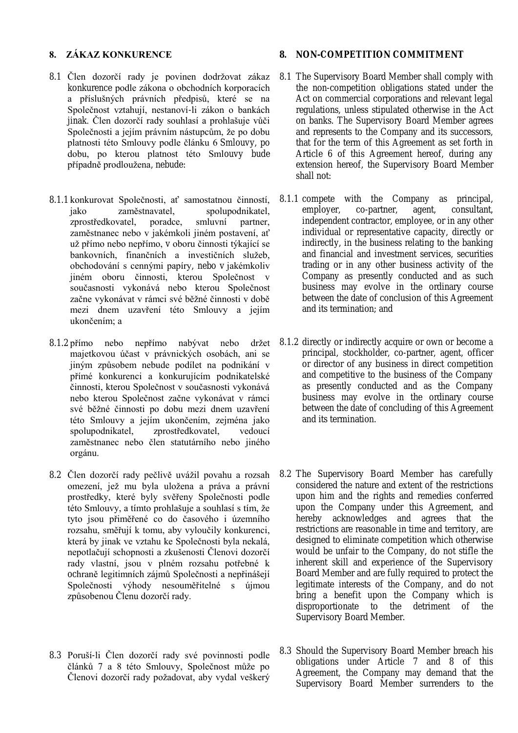## 8. ZÁKAZ KONKURENCE

8.1 Člen dozorčí rady je povinen dodržovat zákaz konkurence podle zákona o obchodních korporacích a příslušných právních předpisů, které se na Společnost vztahují, nestanoví-li zákon o bankách jinak. Člen dozorčí rady souhlasí a prohlašuje vůči Společnosti a jejím právním nástupcům, že po dobu platnosti této Smlouvy podle článku 6 Smlouvy, po dobu, po kterou platnost této Smlouvy bude případně prodloužena, nebude:

8.1.1 konkurovat Společnosti, ať samostatnou činností, jako zaměstnavatel, spolupodnikatel, zprostředkovatel, poradce, smluvní partner, zaměstnanec nebo v jakémkoli jiném postavení, ať už přímo nebo nepřímo, v oboru činnosti týkající se bankovních, finančních a investičních služeb, obchodování s cennými papíry, nebo v jakémkoliv jiném oboru činnosti, kterou Společnost v současnosti vykonává nebo kterou Společnost začne vykonávat v rámci své běžné činnosti v době mezi dnem uzavření této Smlouvy a jejím ukončením; a

8.1.2 přímo nebo nepřímo nabývat nebo držet majetkovou účast v právnických osobách, ani se jiným způsobem nebude podílet na podnikání v přímé konkurenci a konkurujícím podnikatelské činnosti, kterou Společnost v současnosti vykonává nebo kterou Společnost začne vykonávat v rámci své běžné činnosti po dobu mezi dnem uzavření této Smlouvy a jejím ukončením, zejména jako spolupodnikatel, zprostředkovatel, vedoucí zaměstnanec nebo člen statutárního nebo jiného orgánu.

8.2 Člen dozorčí rady pečlivě uvážil povahu a rozsah omezení, jež mu byla uložena a práva a právní prostředky, které byly svěřeny Společnosti podle této Smlouvy, a tímto prohlašuje a souhlasí s tím, že tyto jsou přiměřené co do časového i územního rozsahu, směřují k tomu, aby vyloučily konkurenci, která by jinak ve vztahu ke Společnosti byla nekalá, nepotlačují schopnosti a zkušenosti Členovi dozorčí rady vlastní, jsou v plném rozsahu potřebné k ochraně legitimních zájmů Společnosti a nepřinášejí Společnosti výhody nesouměřitelné s újmou způsobenou Členu dozorčí rady.

8.3 Poruší-li Člen dozorčí rady své povinnosti podle článků 7 a 8 této Smlouvy, Společnost může po Členovi dozorčí rady požadovat, aby vydal veškerý

## 8. NON-COMPETITION COMMITMENT

8.1 The Supervisory Board Member shall comply with the non-competition obligations stated under the Act on commercial corporations and relevant legal regulations, unless stipulated otherwise in the Act on banks. The Supervisory Board Member agrees and represents to the Company and its successors, that for the term of this Agreement as set forth in Article 6 of this Agreement hereof, during any extension hereof, the Supervisory Board Member shall not:

8.1.1 compete with the Company as principal, employer, co-partner, agent, consultant, independent contractor, employee, or in any other individual or representative capacity, directly or indirectly, in the business relating to the banking and financial and investment services, securities trading or in any other business activity of the Company as presently conducted and as such business may evolve in the ordinary course between the date of conclusion of this Agreement and its termination; and

8.1.2 directly or indirectly acquire or own or become a principal, stockholder, co-partner, agent, officer or director of any business in direct competition and competitive to the business of the Company as presently conducted and as the Company business may evolve in the ordinary course between the date of concluding of this Agreement and its termination.

8.2 The Supervisory Board Member has carefully considered the nature and extent of the restrictions upon him and the rights and remedies conferred upon the Company under this Agreement, and hereby acknowledges and agrees that the restrictions are reasonable in time and territory, are designed to eliminate competition which otherwise would be unfair to the Company, do not stifle the inherent skill and experience of the Supervisory Board Member and are fully required to protect the legitimate interests of the Company, and do not bring a benefit upon the Company which is disproportionate to the detriment of the Supervisory Board Member.

8.3 Should the Supervisory Board Member breach his obligations under Article 7 and 8 of this Agreement, the Company may demand that the Supervisory Board Member surrenders to the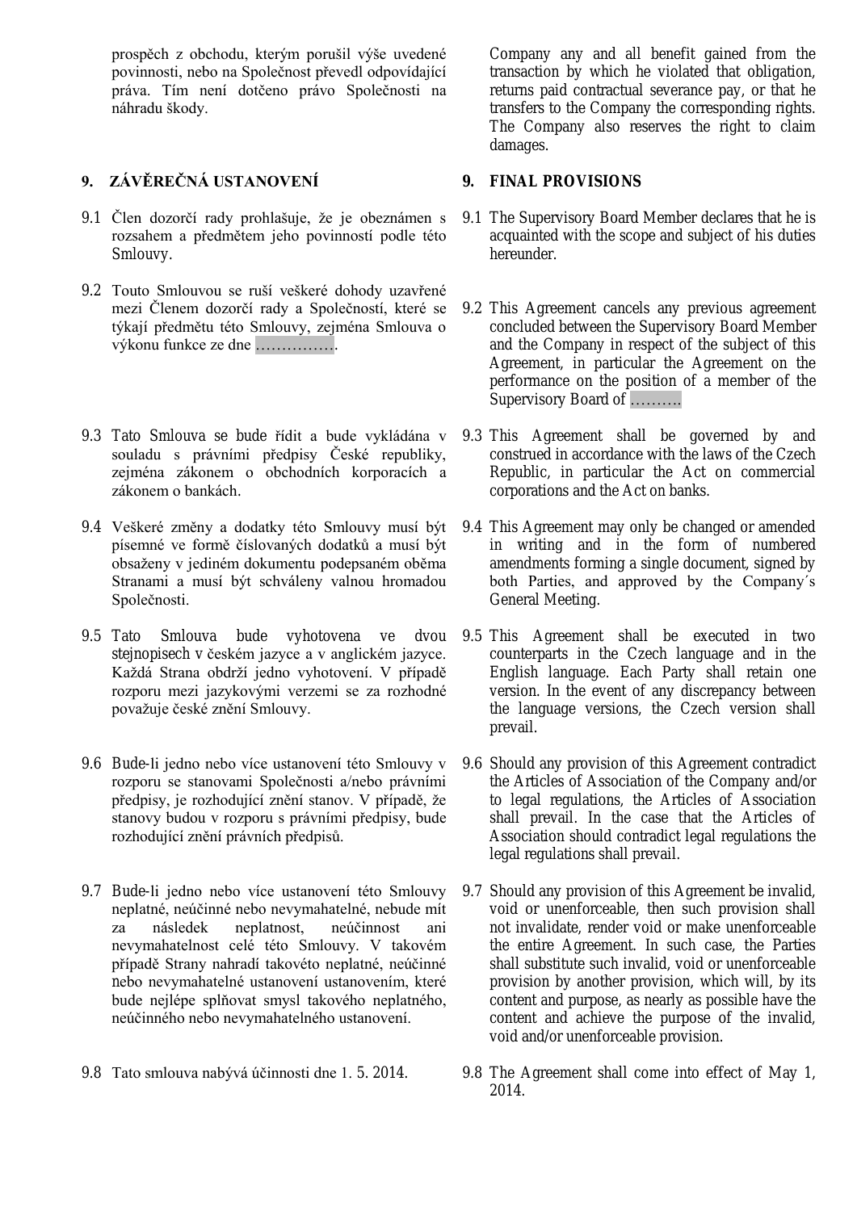prospěch z obchodu, kterým porušil výše uvedené povinnosti, nebo na Společnost převedl odpovídající práva. Tím není dotčeno právo Společnosti na náhradu škody.

Company any and all benefit gained from the transaction by which he violated that obligation, returns paid contractual severance pay, or that he transfers to the Company the corresponding rights. The Company also reserves the right to claim damages.

## 9. ZÁVĚREČNÁ USTANOVENÍ

## 9. FINAL PROVISIONS

9.1 Člen dozorčí rady prohlašuje, že je obeznámen s rozsahem a předmětem jeho povinností podle této Smlouvy.

9.1 The Supervisory Board Member declares that he is acquainted with the scope and subject of his duties hereunder.

9.2 Touto Smlouvou se ruší veškeré dohody uzavřené mezi Členem dozorčí rady a Společností, které se týkají předmětu této Smlouvy, zejména Smlouva o výkonu funkce ze dne …………….

9.2 This Agreement cancels any previous agreement concluded between the Supervisory Board Member and the Company in respect of the subject of this Agreement, in particular the Agreement on the performance on the position of a member of the Supervisory Board of ……….

9.3 Tato Smlouva se bude řídit a bude vykládána v souladu s právními předpisy České republiky, zejména zákonem o obchodních korporacích a zákonem o bankách.

9.3 This Agreement shall be governed by and construed in accordance with the laws of the Czech Republic, in particular the Act on commercial corporations and the Act on banks.

9.4 Veškeré změny a dodatky této Smlouvy musí být písemné ve formě číslovaných dodatků a musí být obsaženy v jediném dokumentu podepsaném oběma Stranami a musí být schváleny valnou hromadou Společnosti.

9.4 This Agreement may only be changed or amended in writing and in the form of numbered amendments forming a single document, signed by both Parties, and approved by the Company´s General Meeting.

9.5 Tato Smlouva bude vyhotovena ve dvou stejnopisech v českém jazyce a v anglickém jazyce. Každá Strana obdrží jedno vyhotovení. V případě rozporu mezi jazykovými verzemi se za rozhodné považuje české znění Smlouvy.

9.5 This Agreement shall be executed in two counterparts in the Czech language and in the English language. Each Party shall retain one version. In the event of any discrepancy between the language versions, the Czech version shall prevail.

9.6 Bude-li jedno nebo více ustanovení této Smlouvy v rozporu se stanovami Společnosti a/nebo právními předpisy, je rozhodující znění stanov. V případě, že stanovy budou v rozporu s právními předpisy, bude rozhodující znění právních předpisů.

9.6 Should any provision of this Agreement contradict the Articles of Association of the Company and/or to legal regulations, the Articles of Association shall prevail. In the case that the Articles of Association should contradict legal regulations the legal regulations shall prevail.

9.7 Bude-li jedno nebo více ustanovení této Smlouvy neplatné, neúčinné nebo nevymahatelné, nebude mít za následek neplatnost, neúčinnost ani nevymahatelnost celé této Smlouvy. V takovém případě Strany nahradí takovéto neplatné, neúčinné nebo nevymahatelné ustanovení ustanovením, které bude nejlépe splňovat smysl takového neplatného, neúčinného nebo nevymahatelného ustanovení.

9.7 Should any provision of this Agreement be invalid, void or unenforceable, then such provision shall not invalidate, render void or make unenforceable the entire Agreement. In such case, the Parties shall substitute such invalid, void or unenforceable provision by another provision, which will, by its content and purpose, as nearly as possible have the content and achieve the purpose of the invalid, void and/or unenforceable provision.

9.8 Tato smlouva nabývá účinnosti dne 1. 5. 2014.

9.8 The Agreement shall come into effect of May 1, 2014.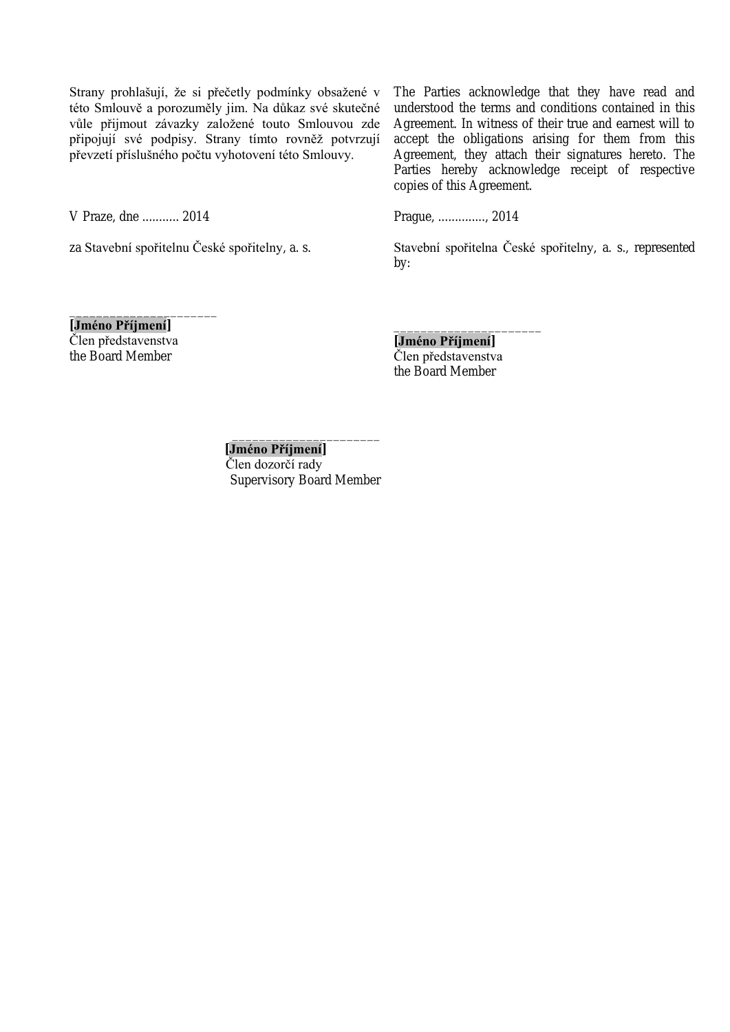Strany prohlašují, že si přečetly podmínky obsažené v této Smlouvě a porozuměly jim. Na důkaz své skutečné vůle přijmout závazky založené touto Smlouvou zde připojují své podpisy. Strany tímto rovněž potvrzují převzetí příslušného počtu vyhotovení této Smlouvy.

The Parties acknowledge that they have read and understood the terms and conditions contained in this Agreement. In witness of their true and earnest will to accept the obligations arising for them from this Agreement, they attach their signatures hereto. The Parties hereby acknowledge receipt of respective copies of this Agreement.

V Praze, dne ........... 2014

Prague, .............., 2014

za Stavební spořitelnu České spořitelny, a. s.

Stavební spořitelna České spořitelny, a. s., represented by:

_____________________
**[Jméno Příjmení]**
Člen představenstva
the Board Member

_____________________
**[Jméno Příjmení]**
Člen představenstva
the Board Member

_____________________
**[Jméno Příjmení]**
Člen dozorčí rady
Supervisory Board Member